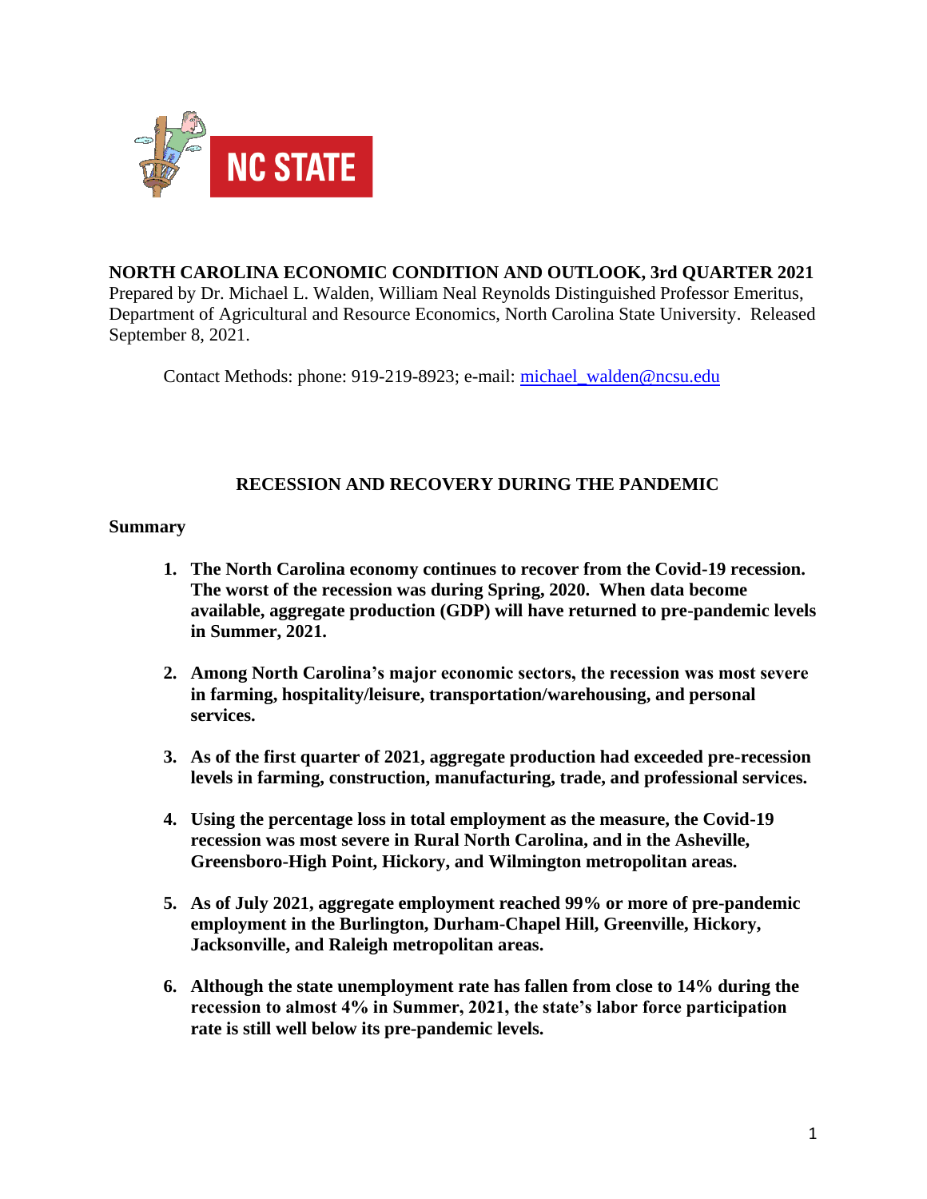**NORTH CAROLINA ECONOMIC CONDITION AND OUTLOOK, 3rd QUARTER 2021**
Prepared by Dr. Michael L. Walden, William Neal Reynolds Distinguished Professor Emeritus, Department of Agricultural and Resource Economics, North Carolina State University. Released September 8, 2021.

Contact Methods: phone: 919-219-8923; e-mail: [michael_walden@ncsu.edu](mailto:michael_walden@ncsu.edu)

## RECESSION AND RECOVERY DURING THE PANDEMIC

### Summary

1. **The North Carolina economy continues to recover from the Covid-19 recession. The worst of the recession was during Spring, 2020. When data become available, aggregate production (GDP) will have returned to pre-pandemic levels in Summer, 2021.**

2. **Among North Carolina's major economic sectors, the recession was most severe in farming, hospitality/leisure, transportation/warehousing, and personal services.**

3. **As of the first quarter of 2021, aggregate production had exceeded pre-recession levels in farming, construction, manufacturing, trade, and professional services.**

4. **Using the percentage loss in total employment as the measure, the Covid-19 recession was most severe in Rural North Carolina, and in the Asheville, Greensboro-High Point, Hickory, and Wilmington metropolitan areas.**

5. **As of July 2021, aggregate employment reached 99% or more of pre-pandemic employment in the Burlington, Durham-Chapel Hill, Greenville, Hickory, Jacksonville, and Raleigh metropolitan areas.**

6. **Although the state unemployment rate has fallen from close to 14% during the recession to almost 4% in Summer, 2021, the state's labor force participation rate is still well below its pre-pandemic levels.**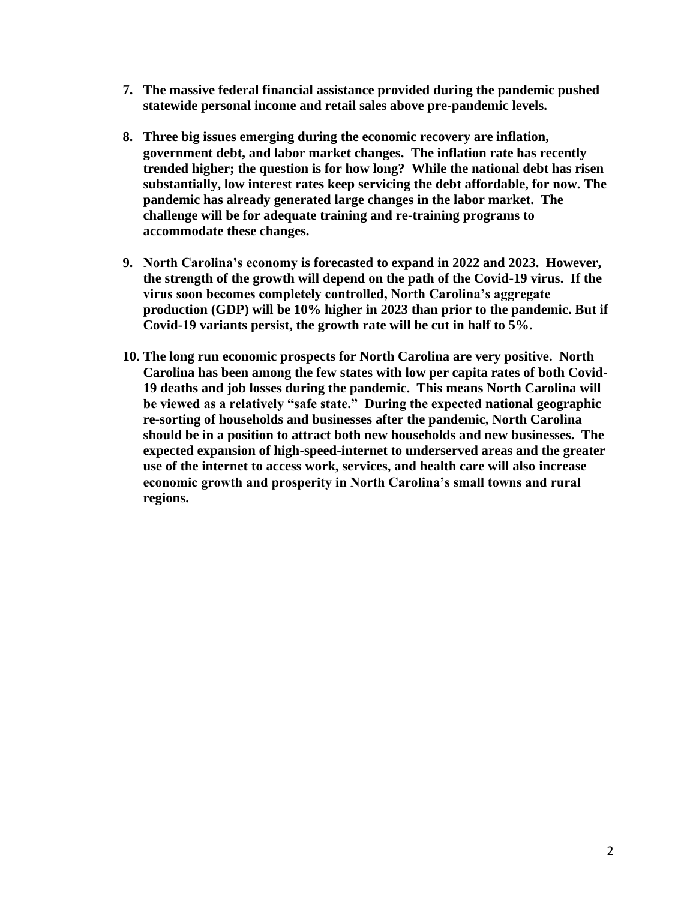7. **The massive federal financial assistance provided during the pandemic pushed statewide personal income and retail sales above pre-pandemic levels.**

8. **Three big issues emerging during the economic recovery are inflation, government debt, and labor market changes. The inflation rate has recently trended higher; the question is for how long? While the national debt has risen substantially, low interest rates keep servicing the debt affordable, for now. The pandemic has already generated large changes in the labor market. The challenge will be for adequate training and re-training programs to accommodate these changes.**

9. **North Carolina's economy is forecasted to expand in 2022 and 2023. However, the strength of the growth will depend on the path of the Covid-19 virus. If the virus soon becomes completely controlled, North Carolina's aggregate production (GDP) will be 10% higher in 2023 than prior to the pandemic. But if Covid-19 variants persist, the growth rate will be cut in half to 5%.**

10. **The long run economic prospects for North Carolina are very positive. North Carolina has been among the few states with low per capita rates of both Covid-19 deaths and job losses during the pandemic. This means North Carolina will be viewed as a relatively "safe state." During the expected national geographic re-sorting of households and businesses after the pandemic, North Carolina should be in a position to attract both new households and new businesses. The expected expansion of high-speed-internet to underserved areas and the greater use of the internet to access work, services, and health care will also increase economic growth and prosperity in North Carolina's small towns and rural regions.**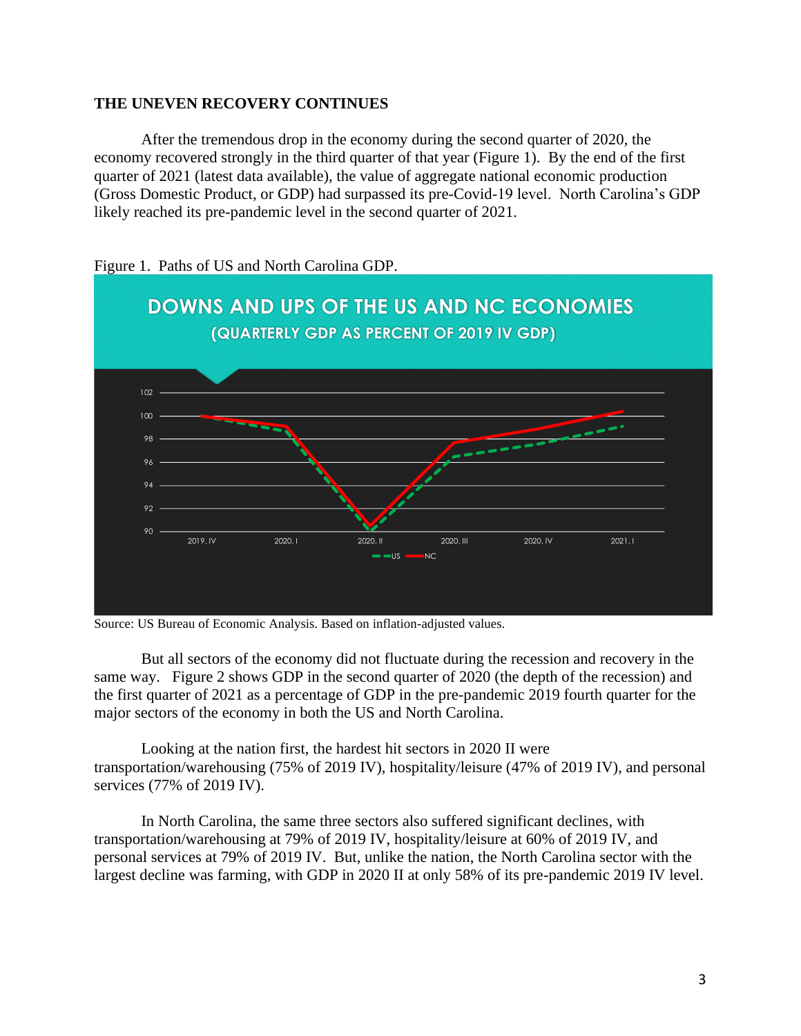**THE UNEVEN RECOVERY CONTINUES**

After the tremendous drop in the economy during the second quarter of 2020, the economy recovered strongly in the third quarter of that year (Figure 1). By the end of the first quarter of 2021 (latest data available), the value of aggregate national economic production (Gross Domestic Product, or GDP) had surpassed its pre-Covid-19 level. North Carolina's GDP likely reached its pre-pandemic level in the second quarter of 2021.

Figure 1. Paths of US and North Carolina GDP.

Source: US Bureau of Economic Analysis. Based on inflation-adjusted values.

But all sectors of the economy did not fluctuate during the recession and recovery in the same way. Figure 2 shows GDP in the second quarter of 2020 (the depth of the recession) and the first quarter of 2021 as a percentage of GDP in the pre-pandemic 2019 fourth quarter for the major sectors of the economy in both the US and North Carolina.

Looking at the nation first, the hardest hit sectors in 2020 II were transportation/warehousing (75% of 2019 IV), hospitality/leisure (47% of 2019 IV), and personal services (77% of 2019 IV).

In North Carolina, the same three sectors also suffered significant declines, with transportation/warehousing at 79% of 2019 IV, hospitality/leisure at 60% of 2019 IV, and personal services at 79% of 2019 IV. But, unlike the nation, the North Carolina sector with the largest decline was farming, with GDP in 2020 II at only 58% of its pre-pandemic 2019 IV level.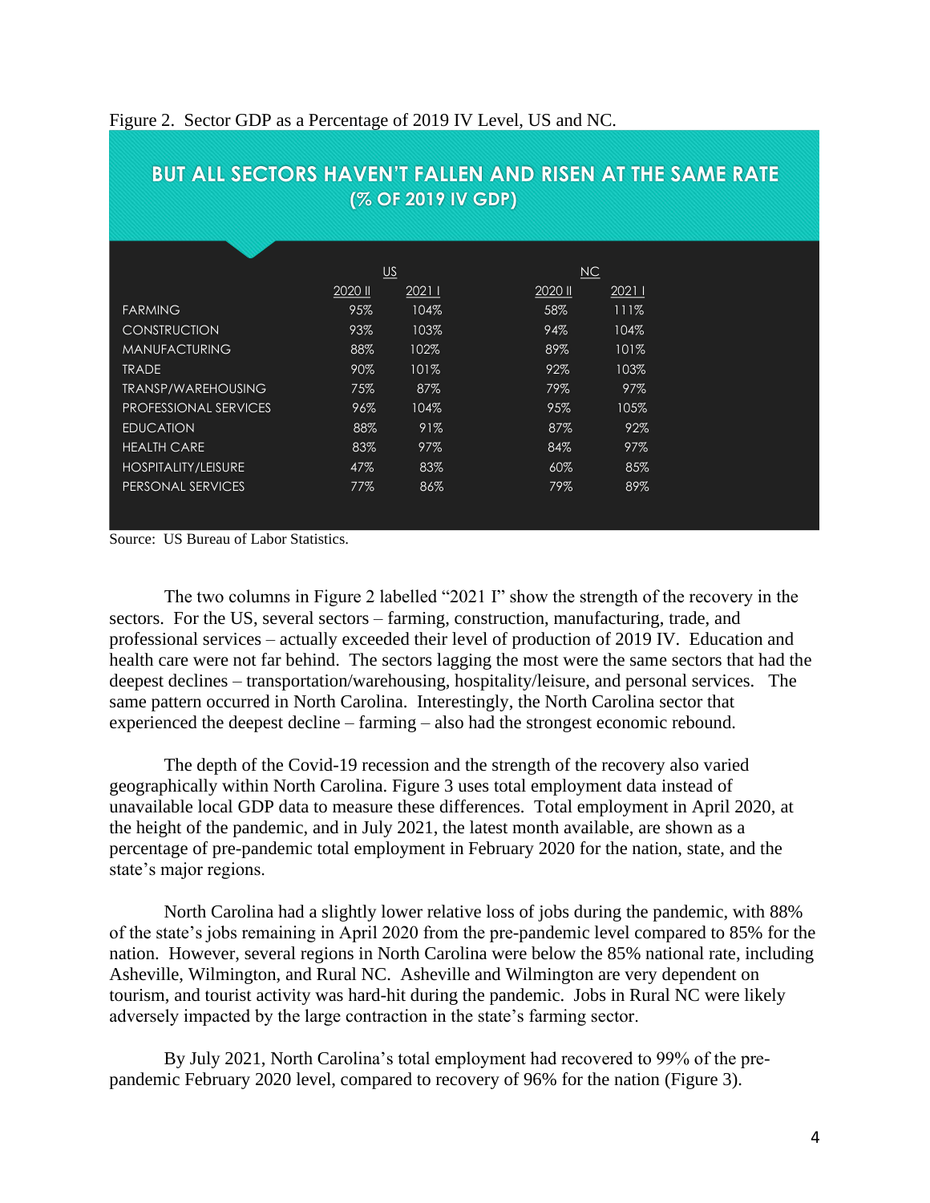Figure 2. Sector GDP as a Percentage of 2019 IV Level, US and NC.

**BUT ALL SECTORS HAVEN'T FALLEN AND RISEN AT THE SAME RATE (% OF 2019 IV GDP)**

| | US | | NC | |
|---|---|---|---|---|
| | 2020 II | 2021 I | 2020 II | 2021 I |
| FARMING | 95% | 104% | 58% | 111% |
| CONSTRUCTION | 93% | 103% | 94% | 104% |
| MANUFACTURING | 88% | 102% | 89% | 101% |
| TRADE | 90% | 101% | 92% | 103% |
| TRANSP/WAREHOUSING | 75% | 87% | 79% | 97% |
| PROFESSIONAL SERVICES | 96% | 104% | 95% | 105% |
| EDUCATION | 88% | 91% | 87% | 92% |
| HEALTH CARE | 83% | 97% | 84% | 97% |
| HOSPITALITY/LEISURE | 47% | 83% | 60% | 85% |
| PERSONAL SERVICES | 77% | 86% | 79% | 89% |

Source: US Bureau of Labor Statistics.

The two columns in Figure 2 labelled "2021 I" show the strength of the recovery in the sectors. For the US, several sectors – farming, construction, manufacturing, trade, and professional services – actually exceeded their level of production of 2019 IV. Education and health care were not far behind. The sectors lagging the most were the same sectors that had the deepest declines – transportation/warehousing, hospitality/leisure, and personal services. The same pattern occurred in North Carolina. Interestingly, the North Carolina sector that experienced the deepest decline – farming – also had the strongest economic rebound.

The depth of the Covid-19 recession and the strength of the recovery also varied geographically within North Carolina. Figure 3 uses total employment data instead of unavailable local GDP data to measure these differences. Total employment in April 2020, at the height of the pandemic, and in July 2021, the latest month available, are shown as a percentage of pre-pandemic total employment in February 2020 for the nation, state, and the state's major regions.

North Carolina had a slightly lower relative loss of jobs during the pandemic, with 88% of the state's jobs remaining in April 2020 from the pre-pandemic level compared to 85% for the nation. However, several regions in North Carolina were below the 85% national rate, including Asheville, Wilmington, and Rural NC. Asheville and Wilmington are very dependent on tourism, and tourist activity was hard-hit during the pandemic. Jobs in Rural NC were likely adversely impacted by the large contraction in the state's farming sector.

By July 2021, North Carolina's total employment had recovered to 99% of the pre-pandemic February 2020 level, compared to recovery of 96% for the nation (Figure 3).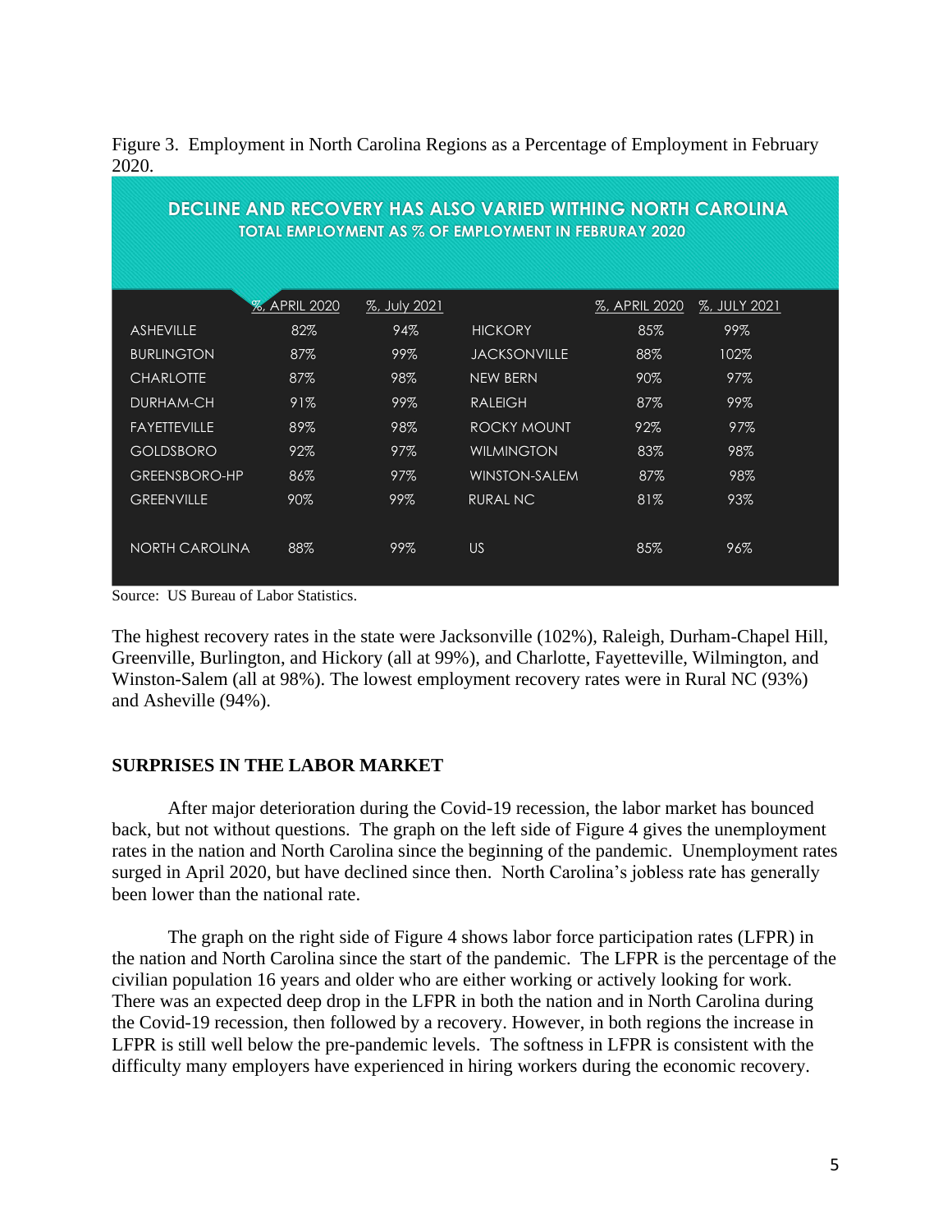Figure 3. Employment in North Carolina Regions as a Percentage of Employment in February 2020.

**DECLINE AND RECOVERY HAS ALSO VARIED WITHING NORTH CAROLINA**
**TOTAL EMPLOYMENT AS % OF EMPLOYMENT IN FEBRURAY 2020**

| | %, APRIL 2020 | %, July 2021 | | %, APRIL 2020 | %, JULY 2021 |
|---|---|---|---|---|---|
| ASHEVILLE | 82% | 94% | HICKORY | 85% | 99% |
| BURLINGTON | 87% | 99% | JACKSONVILLE | 88% | 102% |
| CHARLOTTE | 87% | 98% | NEW BERN | 90% | 97% |
| DURHAM-CH | 91% | 99% | RALEIGH | 87% | 99% |
| FAYETTEVILLE | 89% | 98% | ROCKY MOUNT | 92% | 97% |
| GOLDSBORO | 92% | 97% | WILMINGTON | 83% | 98% |
| GREENSBORO-HP | 86% | 97% | WINSTON-SALEM | 87% | 98% |
| GREENVILLE | 90% | 99% | RURAL NC | 81% | 93% |
| NORTH CAROLINA | 88% | 99% | US | 85% | 96% |

Source: US Bureau of Labor Statistics.

The highest recovery rates in the state were Jacksonville (102%), Raleigh, Durham-Chapel Hill, Greenville, Burlington, and Hickory (all at 99%), and Charlotte, Fayetteville, Wilmington, and Winston-Salem (all at 98%). The lowest employment recovery rates were in Rural NC (93%) and Asheville (94%).

## SURPRISES IN THE LABOR MARKET

After major deterioration during the Covid-19 recession, the labor market has bounced back, but not without questions. The graph on the left side of Figure 4 gives the unemployment rates in the nation and North Carolina since the beginning of the pandemic. Unemployment rates surged in April 2020, but have declined since then. North Carolina's jobless rate has generally been lower than the national rate.

The graph on the right side of Figure 4 shows labor force participation rates (LFPR) in the nation and North Carolina since the start of the pandemic. The LFPR is the percentage of the civilian population 16 years and older who are either working or actively looking for work. There was an expected deep drop in the LFPR in both the nation and in North Carolina during the Covid-19 recession, then followed by a recovery. However, in both regions the increase in LFPR is still well below the pre-pandemic levels. The softness in LFPR is consistent with the difficulty many employers have experienced in hiring workers during the economic recovery.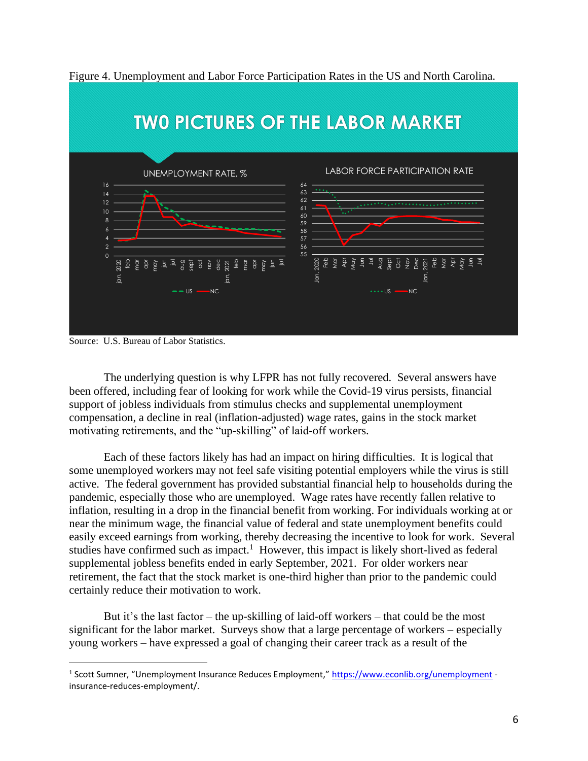Figure 4. Unemployment and Labor Force Participation Rates in the US and North Carolina.

Source: U.S. Bureau of Labor Statistics.

The underlying question is why LFPR has not fully recovered. Several answers have been offered, including fear of looking for work while the Covid-19 virus persists, financial support of jobless individuals from stimulus checks and supplemental unemployment compensation, a decline in real (inflation-adjusted) wage rates, gains in the stock market motivating retirements, and the "up-skilling" of laid-off workers.

Each of these factors likely has had an impact on hiring difficulties. It is logical that some unemployed workers may not feel safe visiting potential employers while the virus is still active. The federal government has provided substantial financial help to households during the pandemic, especially those who are unemployed. Wage rates have recently fallen relative to inflation, resulting in a drop in the financial benefit from working. For individuals working at or near the minimum wage, the financial value of federal and state unemployment benefits could easily exceed earnings from working, thereby decreasing the incentive to look for work. Several studies have confirmed such as impact.[1] However, this impact is likely short-lived as federal supplemental jobless benefits ended in early September, 2021. For older workers near retirement, the fact that the stock market is one-third higher than prior to the pandemic could certainly reduce their motivation to work.

But it's the last factor – the up-skilling of laid-off workers – that could be the most significant for the labor market. Surveys show that a large percentage of workers – especially young workers – have expressed a goal of changing their career track as a result of the

---

[1] Scott Sumner, "Unemployment Insurance Reduces Employment," https://www.econlib.org/unemployment - insurance-reduces-employment/.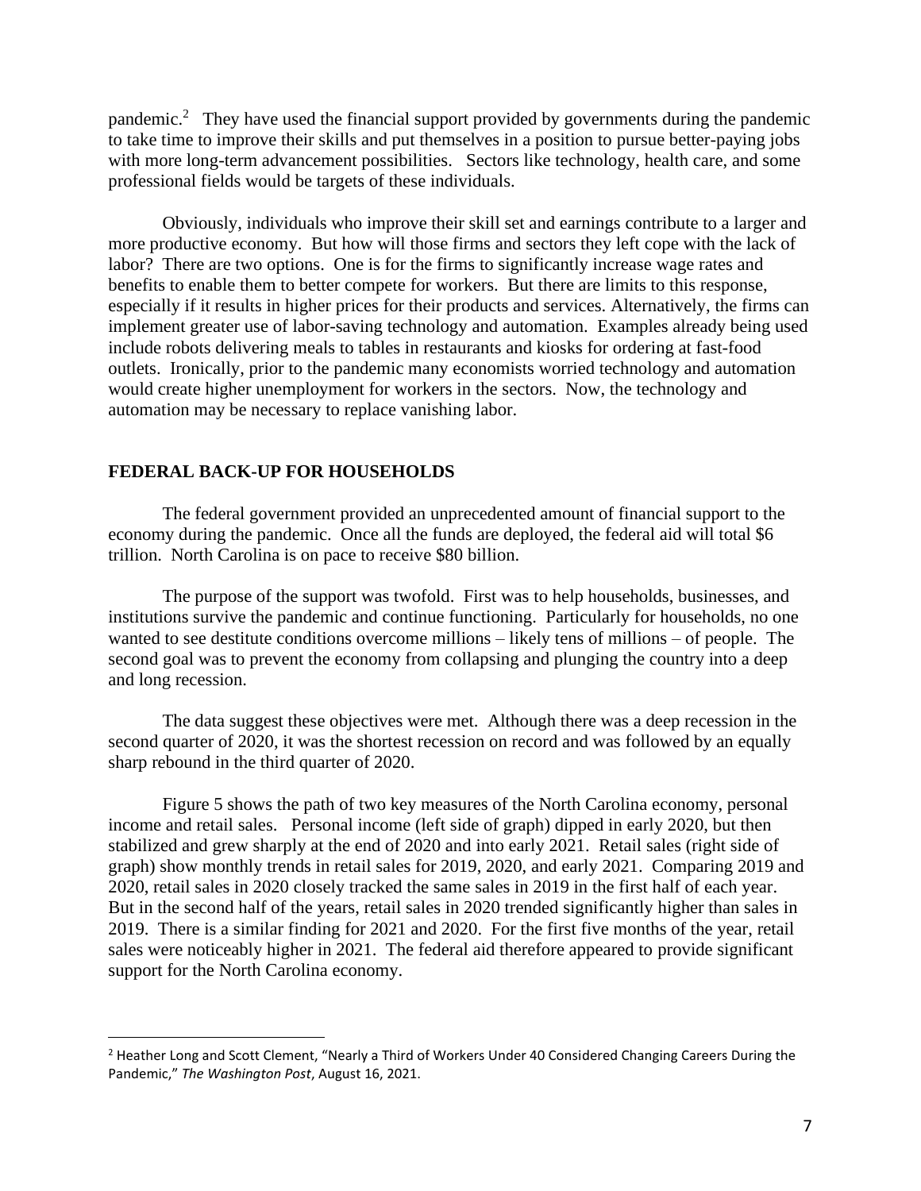pandemic.[2] They have used the financial support provided by governments during the pandemic to take time to improve their skills and put themselves in a position to pursue better-paying jobs with more long-term advancement possibilities. Sectors like technology, health care, and some professional fields would be targets of these individuals.

Obviously, individuals who improve their skill set and earnings contribute to a larger and more productive economy. But how will those firms and sectors they left cope with the lack of labor? There are two options. One is for the firms to significantly increase wage rates and benefits to enable them to better compete for workers. But there are limits to this response, especially if it results in higher prices for their products and services. Alternatively, the firms can implement greater use of labor-saving technology and automation. Examples already being used include robots delivering meals to tables in restaurants and kiosks for ordering at fast-food outlets. Ironically, prior to the pandemic many economists worried technology and automation would create higher unemployment for workers in the sectors. Now, the technology and automation may be necessary to replace vanishing labor.

## FEDERAL BACK-UP FOR HOUSEHOLDS

The federal government provided an unprecedented amount of financial support to the economy during the pandemic. Once all the funds are deployed, the federal aid will total $6 trillion. North Carolina is on pace to receive $80 billion.

The purpose of the support was twofold. First was to help households, businesses, and institutions survive the pandemic and continue functioning. Particularly for households, no one wanted to see destitute conditions overcome millions – likely tens of millions – of people. The second goal was to prevent the economy from collapsing and plunging the country into a deep and long recession.

The data suggest these objectives were met. Although there was a deep recession in the second quarter of 2020, it was the shortest recession on record and was followed by an equally sharp rebound in the third quarter of 2020.

Figure 5 shows the path of two key measures of the North Carolina economy, personal income and retail sales. Personal income (left side of graph) dipped in early 2020, but then stabilized and grew sharply at the end of 2020 and into early 2021. Retail sales (right side of graph) show monthly trends in retail sales for 2019, 2020, and early 2021. Comparing 2019 and 2020, retail sales in 2020 closely tracked the same sales in 2019 in the first half of each year. But in the second half of the years, retail sales in 2020 trended significantly higher than sales in 2019. There is a similar finding for 2021 and 2020. For the first five months of the year, retail sales were noticeably higher in 2021. The federal aid therefore appeared to provide significant support for the North Carolina economy.

---

[2] Heather Long and Scott Clement, "Nearly a Third of Workers Under 40 Considered Changing Careers During the Pandemic," *The Washington Post*, August 16, 2021.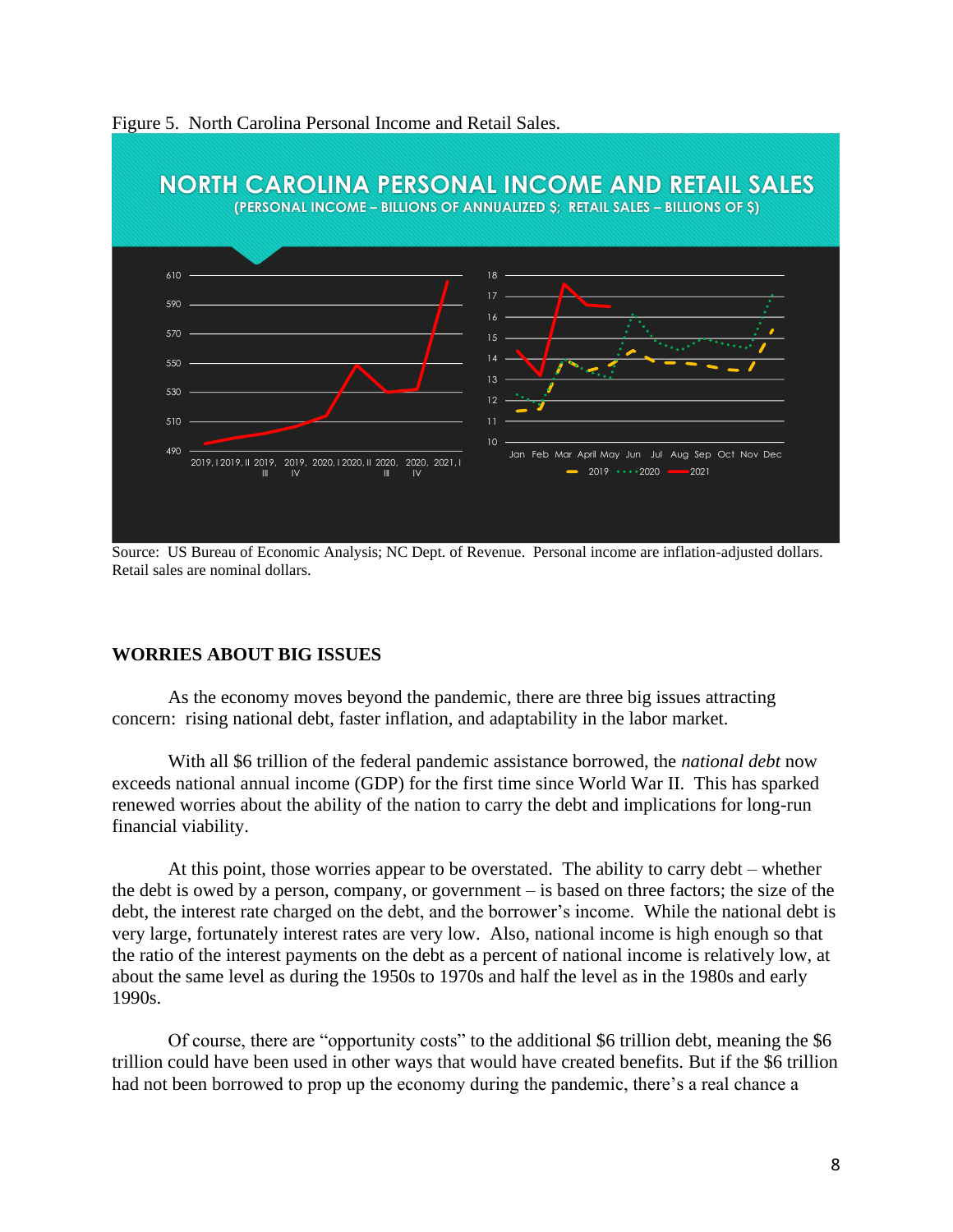Figure 5. North Carolina Personal Income and Retail Sales.

Source: US Bureau of Economic Analysis; NC Dept. of Revenue. Personal income are inflation-adjusted dollars. Retail sales are nominal dollars.

## WORRIES ABOUT BIG ISSUES

As the economy moves beyond the pandemic, there are three big issues attracting concern: rising national debt, faster inflation, and adaptability in the labor market.

With all $6 trillion of the federal pandemic assistance borrowed, the *national debt* now exceeds national annual income (GDP) for the first time since World War II. This has sparked renewed worries about the ability of the nation to carry the debt and implications for long-run financial viability.

At this point, those worries appear to be overstated. The ability to carry debt – whether the debt is owed by a person, company, or government – is based on three factors; the size of the debt, the interest rate charged on the debt, and the borrower's income. While the national debt is very large, fortunately interest rates are very low. Also, national income is high enough so that the ratio of the interest payments on the debt as a percent of national income is relatively low, at about the same level as during the 1950s to 1970s and half the level as in the 1980s and early 1990s.

Of course, there are "opportunity costs" to the additional $6 trillion debt, meaning the $6 trillion could have been used in other ways that would have created benefits. But if the $6 trillion had not been borrowed to prop up the economy during the pandemic, there's a real chance a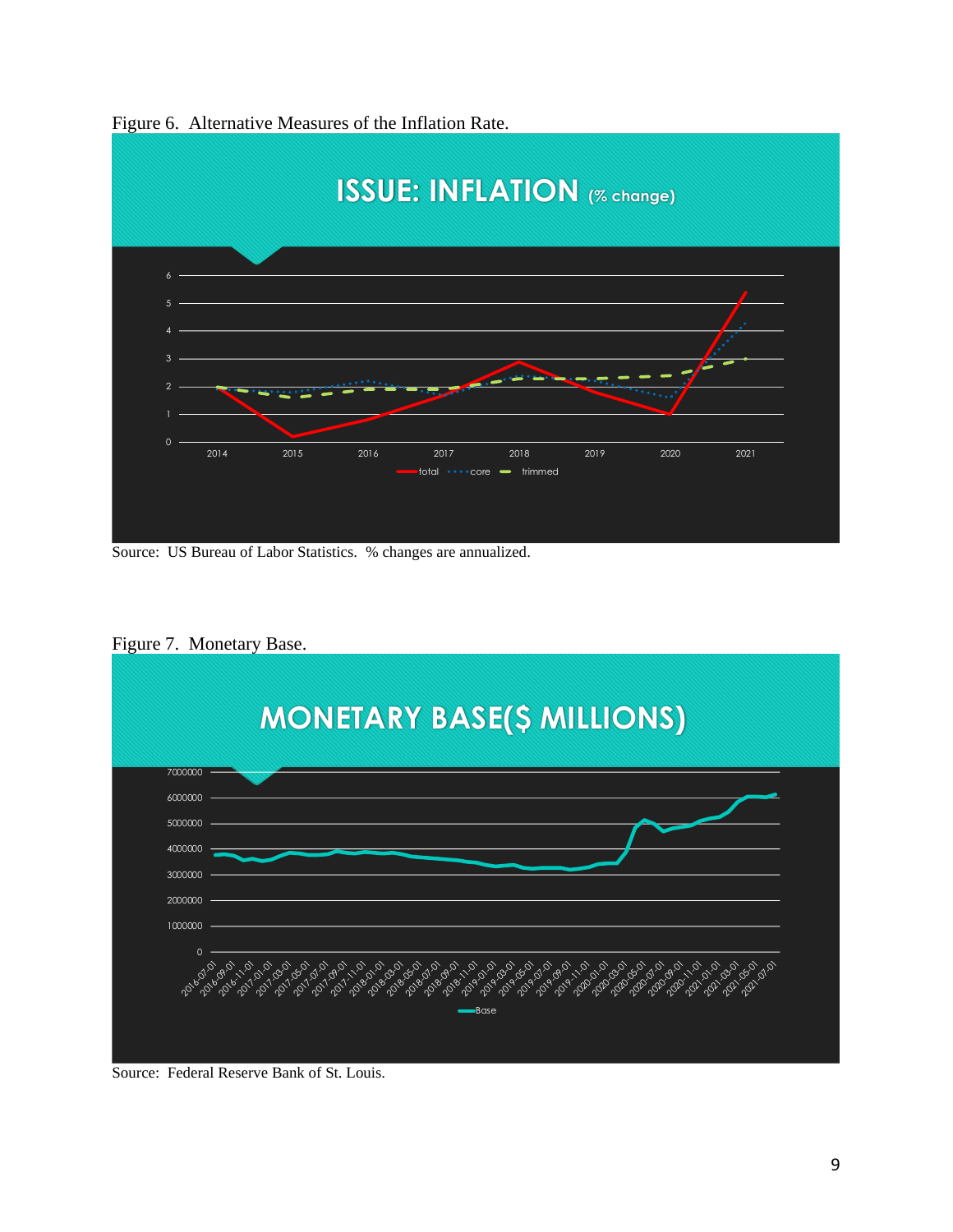Figure 6. Alternative Measures of the Inflation Rate.

Source: US Bureau of Labor Statistics. % changes are annualized.

Figure 7. Monetary Base.

Source: Federal Reserve Bank of St. Louis.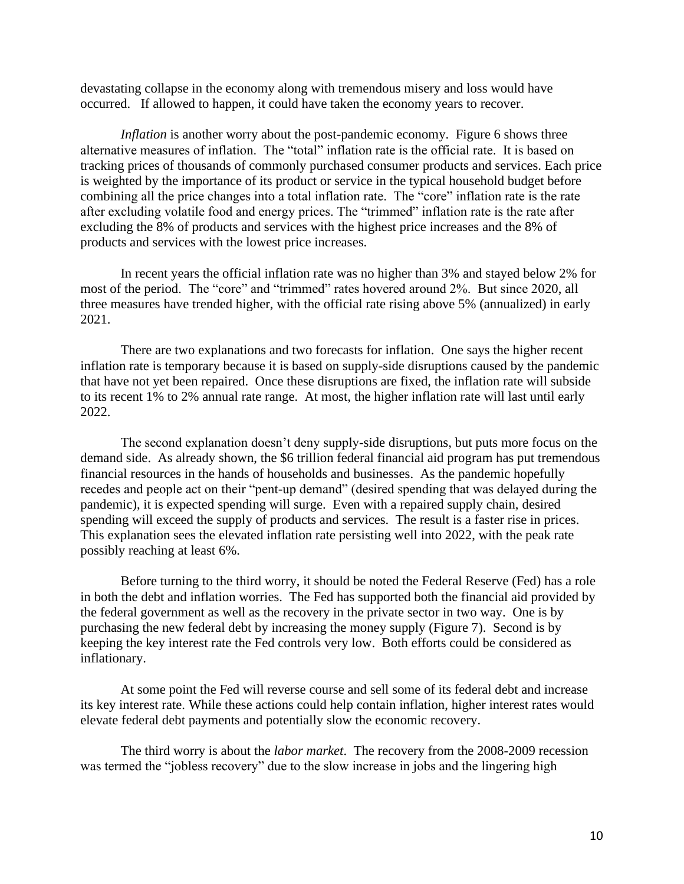devastating collapse in the economy along with tremendous misery and loss would have occurred. If allowed to happen, it could have taken the economy years to recover.

*Inflation* is another worry about the post-pandemic economy. Figure 6 shows three alternative measures of inflation. The "total" inflation rate is the official rate. It is based on tracking prices of thousands of commonly purchased consumer products and services. Each price is weighted by the importance of its product or service in the typical household budget before combining all the price changes into a total inflation rate. The "core" inflation rate is the rate after excluding volatile food and energy prices. The "trimmed" inflation rate is the rate after excluding the 8% of products and services with the highest price increases and the 8% of products and services with the lowest price increases.

In recent years the official inflation rate was no higher than 3% and stayed below 2% for most of the period. The "core" and "trimmed" rates hovered around 2%. But since 2020, all three measures have trended higher, with the official rate rising above 5% (annualized) in early 2021.

There are two explanations and two forecasts for inflation. One says the higher recent inflation rate is temporary because it is based on supply-side disruptions caused by the pandemic that have not yet been repaired. Once these disruptions are fixed, the inflation rate will subside to its recent 1% to 2% annual rate range. At most, the higher inflation rate will last until early 2022.

The second explanation doesn't deny supply-side disruptions, but puts more focus on the demand side. As already shown, the $6 trillion federal financial aid program has put tremendous financial resources in the hands of households and businesses. As the pandemic hopefully recedes and people act on their "pent-up demand" (desired spending that was delayed during the pandemic), it is expected spending will surge. Even with a repaired supply chain, desired spending will exceed the supply of products and services. The result is a faster rise in prices. This explanation sees the elevated inflation rate persisting well into 2022, with the peak rate possibly reaching at least 6%.

Before turning to the third worry, it should be noted the Federal Reserve (Fed) has a role in both the debt and inflation worries. The Fed has supported both the financial aid provided by the federal government as well as the recovery in the private sector in two way. One is by purchasing the new federal debt by increasing the money supply (Figure 7). Second is by keeping the key interest rate the Fed controls very low. Both efforts could be considered as inflationary.

At some point the Fed will reverse course and sell some of its federal debt and increase its key interest rate. While these actions could help contain inflation, higher interest rates would elevate federal debt payments and potentially slow the economic recovery.

The third worry is about the *labor market*. The recovery from the 2008-2009 recession was termed the "jobless recovery" due to the slow increase in jobs and the lingering high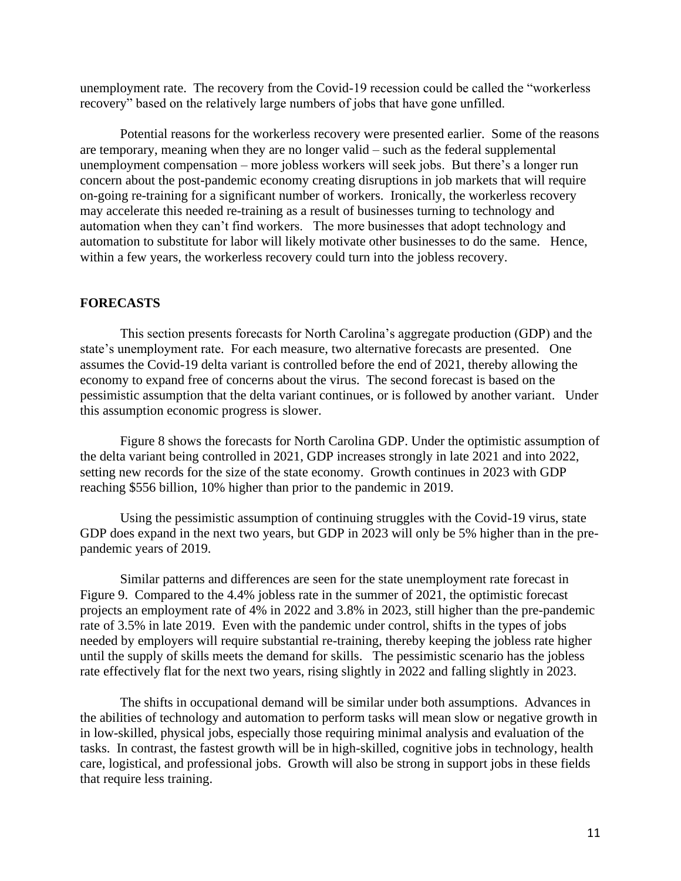unemployment rate. The recovery from the Covid-19 recession could be called the "workerless recovery" based on the relatively large numbers of jobs that have gone unfilled.

Potential reasons for the workerless recovery were presented earlier. Some of the reasons are temporary, meaning when they are no longer valid – such as the federal supplemental unemployment compensation – more jobless workers will seek jobs. But there's a longer run concern about the post-pandemic economy creating disruptions in job markets that will require on-going re-training for a significant number of workers. Ironically, the workerless recovery may accelerate this needed re-training as a result of businesses turning to technology and automation when they can't find workers. The more businesses that adopt technology and automation to substitute for labor will likely motivate other businesses to do the same. Hence, within a few years, the workerless recovery could turn into the jobless recovery.

## FORECASTS

This section presents forecasts for North Carolina's aggregate production (GDP) and the state's unemployment rate. For each measure, two alternative forecasts are presented. One assumes the Covid-19 delta variant is controlled before the end of 2021, thereby allowing the economy to expand free of concerns about the virus. The second forecast is based on the pessimistic assumption that the delta variant continues, or is followed by another variant. Under this assumption economic progress is slower.

Figure 8 shows the forecasts for North Carolina GDP. Under the optimistic assumption of the delta variant being controlled in 2021, GDP increases strongly in late 2021 and into 2022, setting new records for the size of the state economy. Growth continues in 2023 with GDP reaching $556 billion, 10% higher than prior to the pandemic in 2019.

Using the pessimistic assumption of continuing struggles with the Covid-19 virus, state GDP does expand in the next two years, but GDP in 2023 will only be 5% higher than in the pre-pandemic years of 2019.

Similar patterns and differences are seen for the state unemployment rate forecast in Figure 9. Compared to the 4.4% jobless rate in the summer of 2021, the optimistic forecast projects an employment rate of 4% in 2022 and 3.8% in 2023, still higher than the pre-pandemic rate of 3.5% in late 2019. Even with the pandemic under control, shifts in the types of jobs needed by employers will require substantial re-training, thereby keeping the jobless rate higher until the supply of skills meets the demand for skills. The pessimistic scenario has the jobless rate effectively flat for the next two years, rising slightly in 2022 and falling slightly in 2023.

The shifts in occupational demand will be similar under both assumptions. Advances in the abilities of technology and automation to perform tasks will mean slow or negative growth in in low-skilled, physical jobs, especially those requiring minimal analysis and evaluation of the tasks. In contrast, the fastest growth will be in high-skilled, cognitive jobs in technology, health care, logistical, and professional jobs. Growth will also be strong in support jobs in these fields that require less training.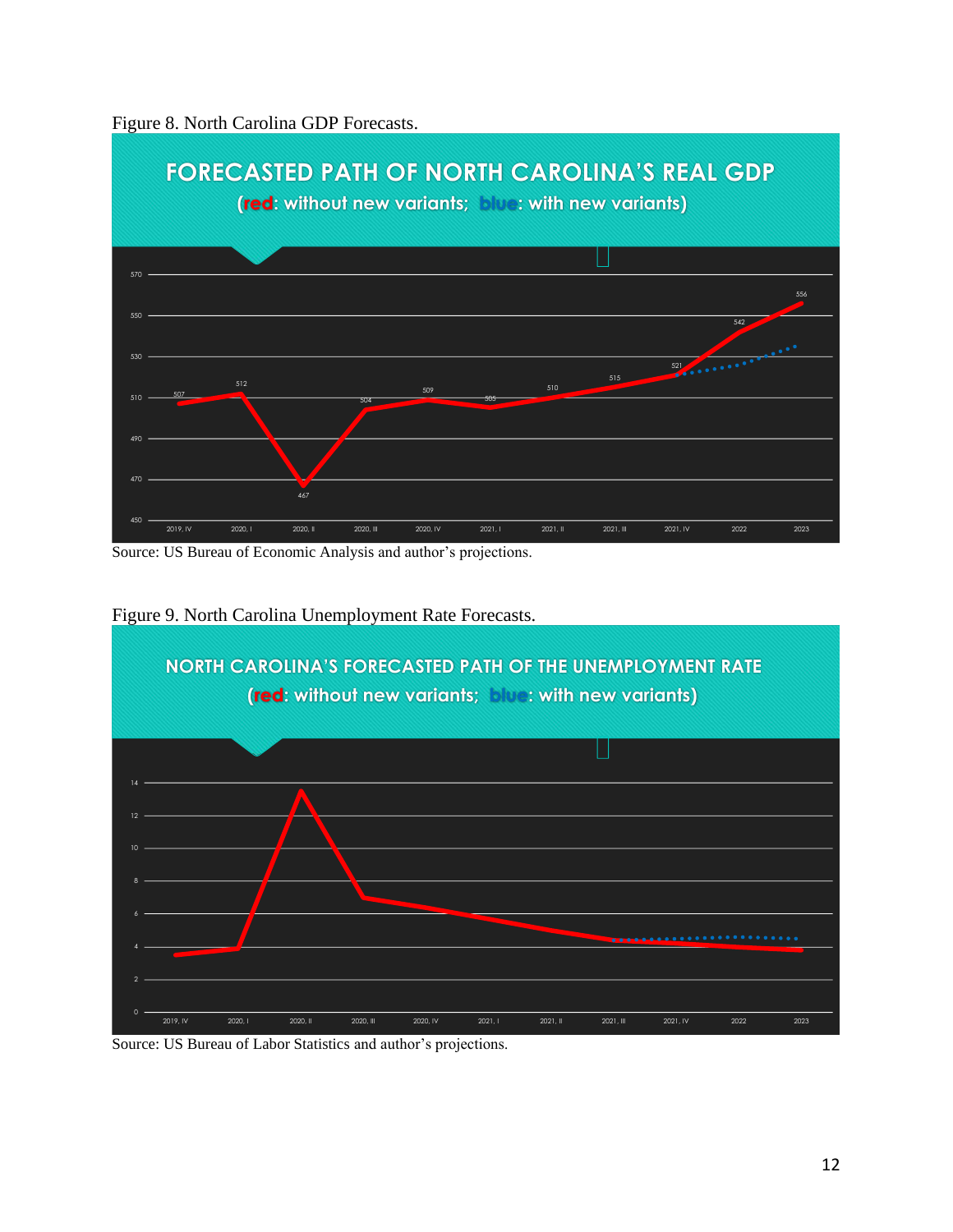Figure 8. North Carolina GDP Forecasts.

Source: US Bureau of Economic Analysis and author's projections.

Figure 9. North Carolina Unemployment Rate Forecasts.

Source: US Bureau of Labor Statistics and author's projections.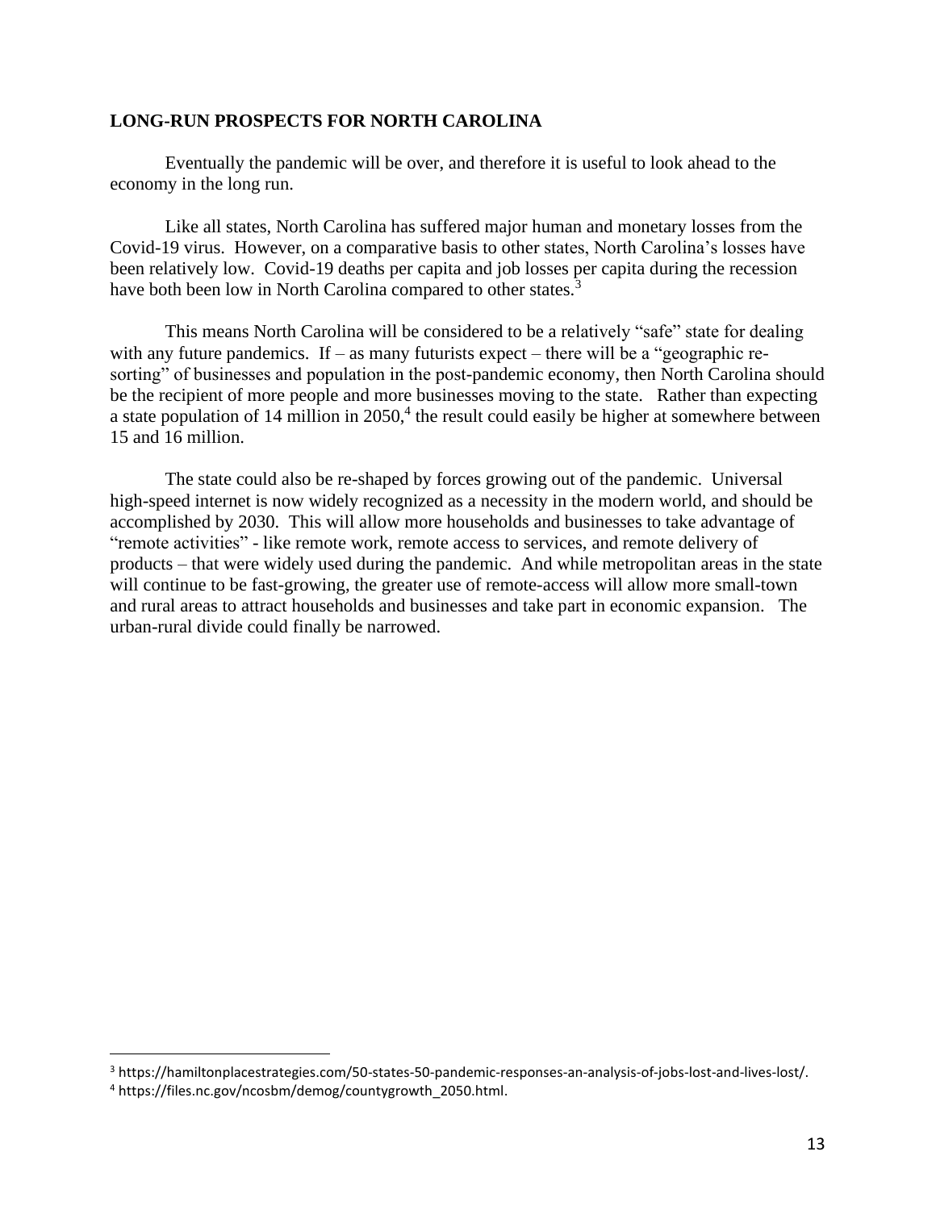## LONG-RUN PROSPECTS FOR NORTH CAROLINA

Eventually the pandemic will be over, and therefore it is useful to look ahead to the economy in the long run.

Like all states, North Carolina has suffered major human and monetary losses from the Covid-19 virus. However, on a comparative basis to other states, North Carolina's losses have been relatively low. Covid-19 deaths per capita and job losses per capita during the recession have both been low in North Carolina compared to other states.[3]

This means North Carolina will be considered to be a relatively "safe" state for dealing with any future pandemics. If – as many futurists expect – there will be a "geographic re-sorting" of businesses and population in the post-pandemic economy, then North Carolina should be the recipient of more people and more businesses moving to the state. Rather than expecting a state population of 14 million in 2050,[4] the result could easily be higher at somewhere between 15 and 16 million.

The state could also be re-shaped by forces growing out of the pandemic. Universal high-speed internet is now widely recognized as a necessity in the modern world, and should be accomplished by 2030. This will allow more households and businesses to take advantage of "remote activities" - like remote work, remote access to services, and remote delivery of products – that were widely used during the pandemic. And while metropolitan areas in the state will continue to be fast-growing, the greater use of remote-access will allow more small-town and rural areas to attract households and businesses and take part in economic expansion. The urban-rural divide could finally be narrowed.

---

[3] https://hamiltonplacestrategies.com/50-states-50-pandemic-responses-an-analysis-of-jobs-lost-and-lives-lost/.

[4] https://files.nc.gov/ncosbm/demog/countygrowth_2050.html.